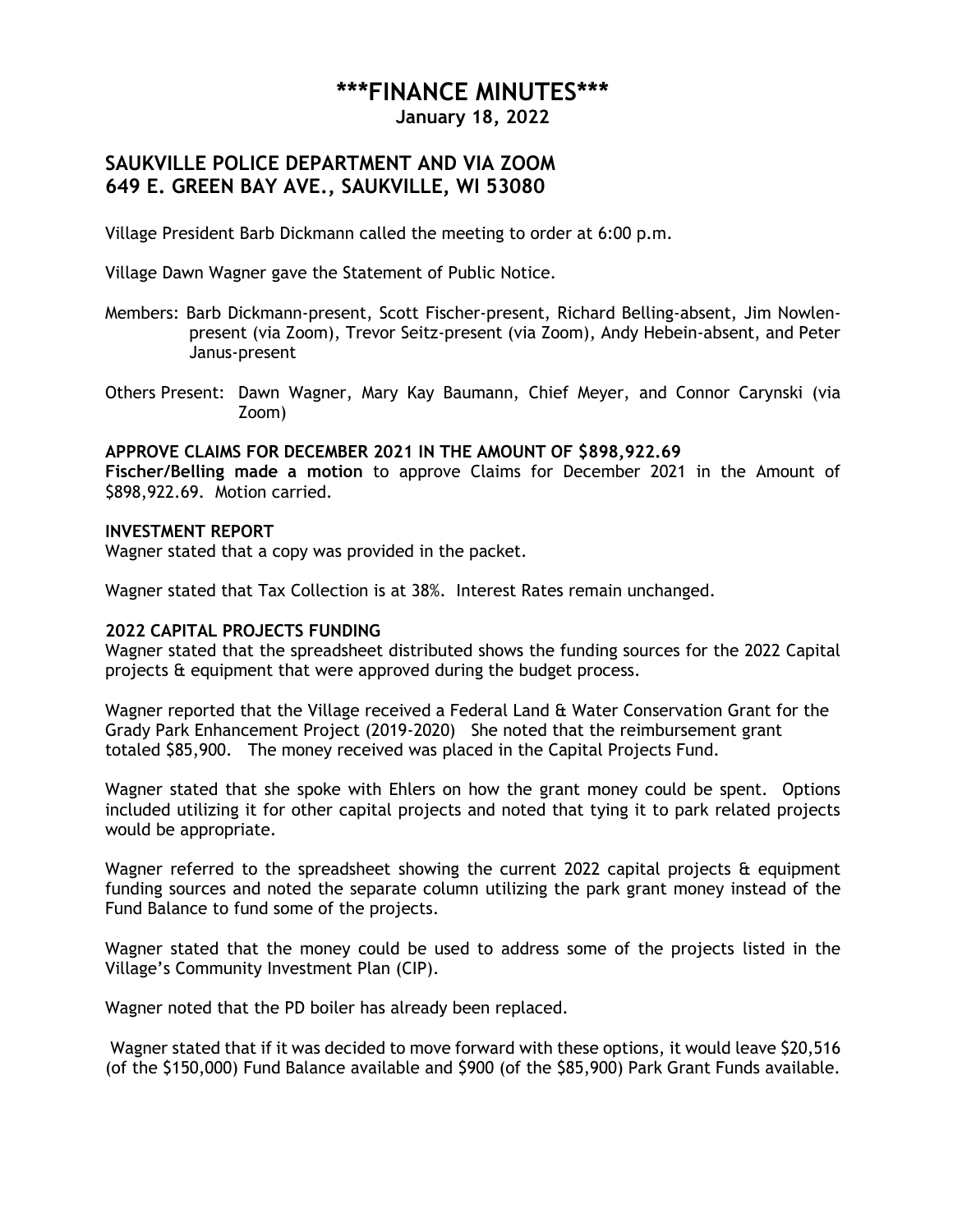# ***FINANCE MINUTES***

**January 18, 2022**

## SAUKVILLE POLICE DEPARTMENT AND VIA ZOOM
## 649 E. GREEN BAY AVE., SAUKVILLE, WI 53080

Village President Barb Dickmann called the meeting to order at 6:00 p.m.

Village Dawn Wagner gave the Statement of Public Notice.

Members: Barb Dickmann-present, Scott Fischer-present, Richard Belling-absent, Jim Nowlen-present (via Zoom), Trevor Seitz-present (via Zoom), Andy Hebein-absent, and Peter Janus-present

Others Present: Dawn Wagner, Mary Kay Baumann, Chief Meyer, and Connor Carynski (via Zoom)

**APPROVE CLAIMS FOR DECEMBER 2021 IN THE AMOUNT OF $898,922.69**

**Fischer/Belling made a motion** to approve Claims for December 2021 in the Amount of $898,922.69. Motion carried.

**INVESTMENT REPORT**

Wagner stated that a copy was provided in the packet.

Wagner stated that Tax Collection is at 38%. Interest Rates remain unchanged.

**2022 CAPITAL PROJECTS FUNDING**

Wagner stated that the spreadsheet distributed shows the funding sources for the 2022 Capital projects & equipment that were approved during the budget process.

Wagner reported that the Village received a Federal Land & Water Conservation Grant for the Grady Park Enhancement Project (2019-2020) She noted that the reimbursement grant totaled $85,900. The money received was placed in the Capital Projects Fund.

Wagner stated that she spoke with Ehlers on how the grant money could be spent. Options included utilizing it for other capital projects and noted that tying it to park related projects would be appropriate.

Wagner referred to the spreadsheet showing the current 2022 capital projects & equipment funding sources and noted the separate column utilizing the park grant money instead of the Fund Balance to fund some of the projects.

Wagner stated that the money could be used to address some of the projects listed in the Village's Community Investment Plan (CIP).

Wagner noted that the PD boiler has already been replaced.

Wagner stated that if it was decided to move forward with these options, it would leave $20,516 (of the $150,000) Fund Balance available and $900 (of the $85,900) Park Grant Funds available.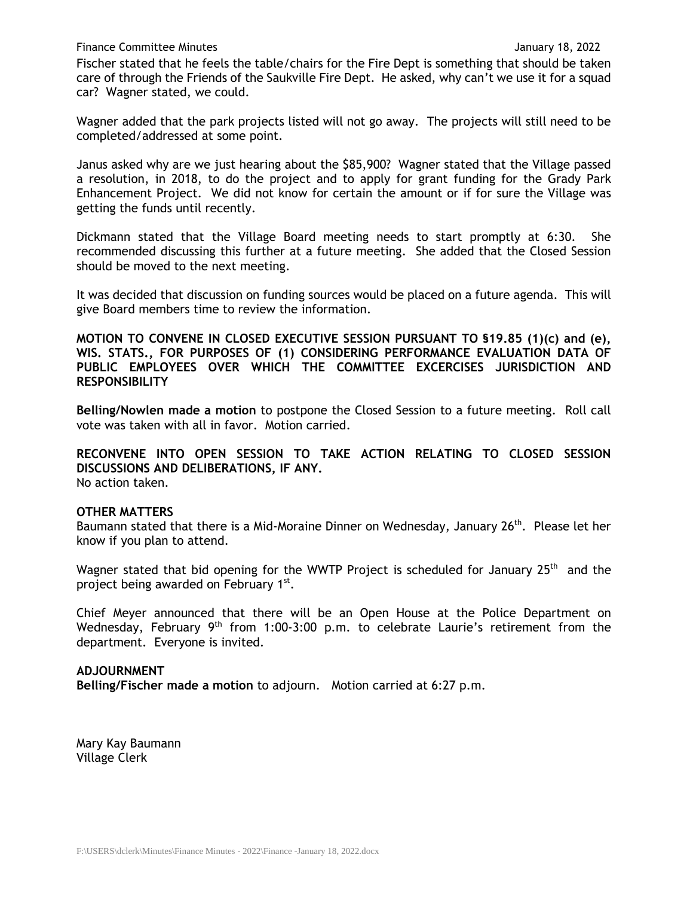Fischer stated that he feels the table/chairs for the Fire Dept is something that should be taken care of through the Friends of the Saukville Fire Dept. He asked, why can't we use it for a squad car? Wagner stated, we could.

Wagner added that the park projects listed will not go away. The projects will still need to be completed/addressed at some point.

Janus asked why are we just hearing about the $85,900? Wagner stated that the Village passed a resolution, in 2018, to do the project and to apply for grant funding for the Grady Park Enhancement Project. We did not know for certain the amount or if for sure the Village was getting the funds until recently.

Dickmann stated that the Village Board meeting needs to start promptly at 6:30. She recommended discussing this further at a future meeting. She added that the Closed Session should be moved to the next meeting.

It was decided that discussion on funding sources would be placed on a future agenda. This will give Board members time to review the information.

**MOTION TO CONVENE IN CLOSED EXECUTIVE SESSION PURSUANT TO §19.85 (1)(c) and (e), WIS. STATS., FOR PURPOSES OF (1) CONSIDERING PERFORMANCE EVALUATION DATA OF PUBLIC EMPLOYEES OVER WHICH THE COMMITTEE EXCERCISES JURISDICTION AND RESPONSIBILITY**

**Belling/Nowlen made a motion** to postpone the Closed Session to a future meeting. Roll call vote was taken with all in favor. Motion carried.

**RECONVENE INTO OPEN SESSION TO TAKE ACTION RELATING TO CLOSED SESSION DISCUSSIONS AND DELIBERATIONS, IF ANY.**
No action taken.

**OTHER MATTERS**
Baumann stated that there is a Mid-Moraine Dinner on Wednesday, January 26th. Please let her know if you plan to attend.

Wagner stated that bid opening for the WWTP Project is scheduled for January 25th and the project being awarded on February 1st.

Chief Meyer announced that there will be an Open House at the Police Department on Wednesday, February 9th from 1:00-3:00 p.m. to celebrate Laurie's retirement from the department. Everyone is invited.

**ADJOURNMENT**
**Belling/Fischer made a motion** to adjourn. Motion carried at 6:27 p.m.

Mary Kay Baumann
Village Clerk